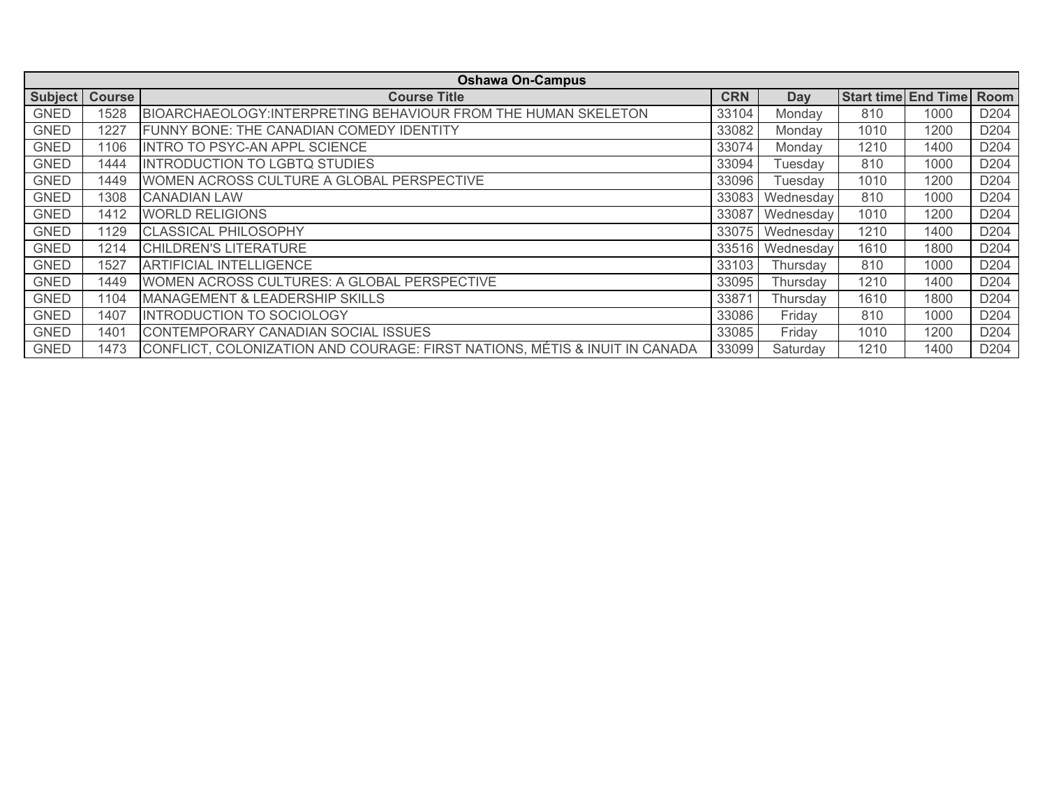| Oshawa On-Campus | | | | | | | |
|---|---|---|---|---|---|---|---|
| **Subject** | **Course** | **Course Title** | **CRN** | **Day** | **Start time** | **End Time** | **Room** |
| GNED | 1528 | BIOARCHAEOLOGY:INTERPRETING BEHAVIOUR FROM THE HUMAN SKELETON | 33104 | Monday | 810 | 1000 | D204 |
| GNED | 1227 | FUNNY BONE: THE CANADIAN COMEDY IDENTITY | 33082 | Monday | 1010 | 1200 | D204 |
| GNED | 1106 | INTRO TO PSYC-AN APPL SCIENCE | 33074 | Monday | 1210 | 1400 | D204 |
| GNED | 1444 | INTRODUCTION TO LGBTQ STUDIES | 33094 | Tuesday | 810 | 1000 | D204 |
| GNED | 1449 | WOMEN ACROSS CULTURE A GLOBAL PERSPECTIVE | 33096 | Tuesday | 1010 | 1200 | D204 |
| GNED | 1308 | CANADIAN LAW | 33083 | Wednesday | 810 | 1000 | D204 |
| GNED | 1412 | WORLD RELIGIONS | 33087 | Wednesday | 1010 | 1200 | D204 |
| GNED | 1129 | CLASSICAL PHILOSOPHY | 33075 | Wednesday | 1210 | 1400 | D204 |
| GNED | 1214 | CHILDREN'S LITERATURE | 33516 | Wednesday | 1610 | 1800 | D204 |
| GNED | 1527 | ARTIFICIAL INTELLIGENCE | 33103 | Thursday | 810 | 1000 | D204 |
| GNED | 1449 | WOMEN ACROSS CULTURES: A GLOBAL PERSPECTIVE | 33095 | Thursday | 1210 | 1400 | D204 |
| GNED | 1104 | MANAGEMENT & LEADERSHIP SKILLS | 33871 | Thursday | 1610 | 1800 | D204 |
| GNED | 1407 | INTRODUCTION TO SOCIOLOGY | 33086 | Friday | 810 | 1000 | D204 |
| GNED | 1401 | CONTEMPORARY CANADIAN SOCIAL ISSUES | 33085 | Friday | 1010 | 1200 | D204 |
| GNED | 1473 | CONFLICT, COLONIZATION AND COURAGE: FIRST NATIONS, MÉTIS & INUIT IN CANADA | 33099 | Saturday | 1210 | 1400 | D204 |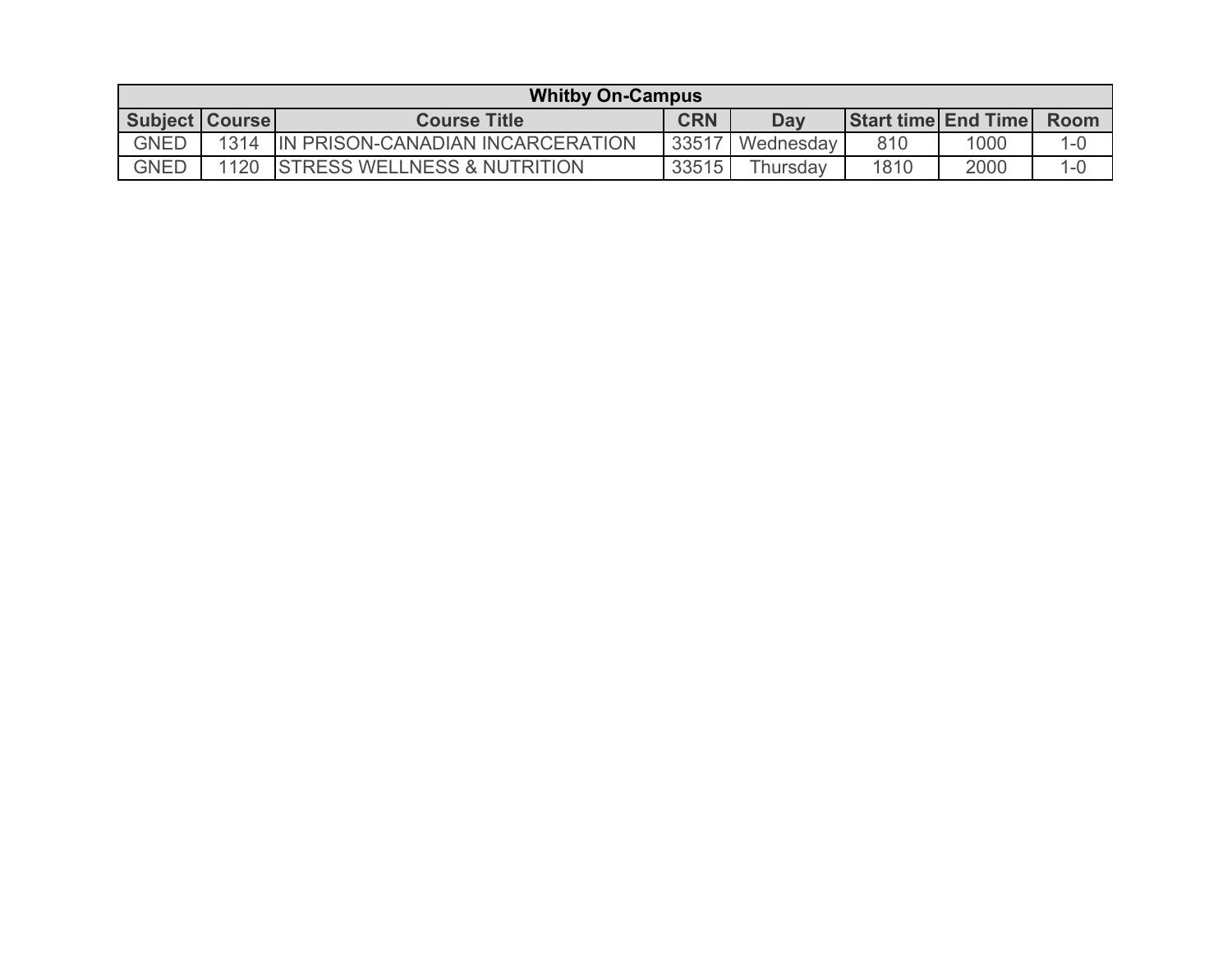| Whitby On-Campus | | | | | | | |
|---|---|---|---|---|---|---|---|
| **Subject** | **Course** | **Course Title** | **CRN** | **Day** | **Start time** | **End Time** | **Room** |
| GNED | 1314 | IN PRISON-CANADIAN INCARCERATION | 33517 | Wednesday | 810 | 1000 | 1-0 |
| GNED | 1120 | STRESS WELLNESS & NUTRITION | 33515 | Thursday | 1810 | 2000 | 1-0 |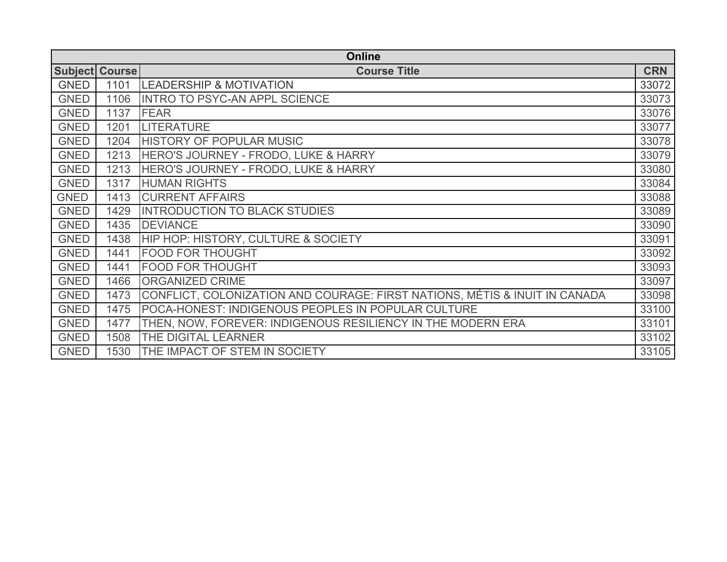| Online | | | |
|---|---|---|---|
| Subject | Course | Course Title | CRN |
| GNED | 1101 | LEADERSHIP & MOTIVATION | 33072 |
| GNED | 1106 | INTRO TO PSYC-AN APPL SCIENCE | 33073 |
| GNED | 1137 | FEAR | 33076 |
| GNED | 1201 | LITERATURE | 33077 |
| GNED | 1204 | HISTORY OF POPULAR MUSIC | 33078 |
| GNED | 1213 | HERO'S JOURNEY - FRODO, LUKE & HARRY | 33079 |
| GNED | 1213 | HERO'S JOURNEY - FRODO, LUKE & HARRY | 33080 |
| GNED | 1317 | HUMAN RIGHTS | 33084 |
| GNED | 1413 | CURRENT AFFAIRS | 33088 |
| GNED | 1429 | INTRODUCTION TO BLACK STUDIES | 33089 |
| GNED | 1435 | DEVIANCE | 33090 |
| GNED | 1438 | HIP HOP: HISTORY, CULTURE & SOCIETY | 33091 |
| GNED | 1441 | FOOD FOR THOUGHT | 33092 |
| GNED | 1441 | FOOD FOR THOUGHT | 33093 |
| GNED | 1466 | ORGANIZED CRIME | 33097 |
| GNED | 1473 | CONFLICT, COLONIZATION AND COURAGE: FIRST NATIONS, MÉTIS & INUIT IN CANADA | 33098 |
| GNED | 1475 | POCA-HONEST: INDIGENOUS PEOPLES IN POPULAR CULTURE | 33100 |
| GNED | 1477 | THEN, NOW, FOREVER: INDIGENOUS RESILIENCY IN THE MODERN ERA | 33101 |
| GNED | 1508 | THE DIGITAL LEARNER | 33102 |
| GNED | 1530 | THE IMPACT OF STEM IN SOCIETY | 33105 |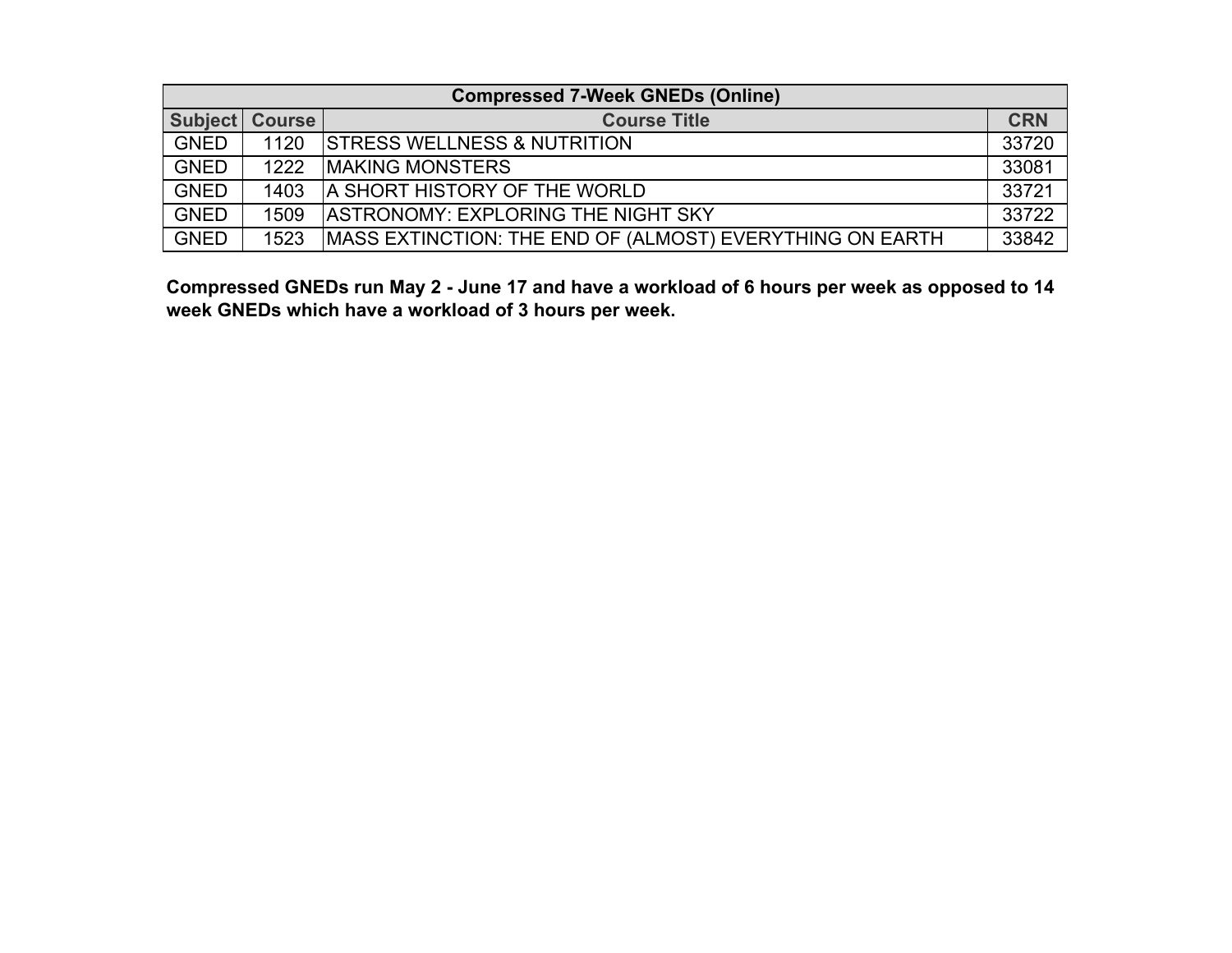| Compressed 7-Week GNEDs (Online) | | | |
|---|---|---|---|
| **Subject** | **Course** | **Course Title** | **CRN** |
| GNED | 1120 | STRESS WELLNESS & NUTRITION | 33720 |
| GNED | 1222 | MAKING MONSTERS | 33081 |
| GNED | 1403 | A SHORT HISTORY OF THE WORLD | 33721 |
| GNED | 1509 | ASTRONOMY: EXPLORING THE NIGHT SKY | 33722 |
| GNED | 1523 | MASS EXTINCTION: THE END OF (ALMOST) EVERYTHING ON EARTH | 33842 |

**Compressed GNEDs run May 2 - June 17 and have a workload of 6 hours per week as opposed to 14 week GNEDs which have a workload of 3 hours per week.**